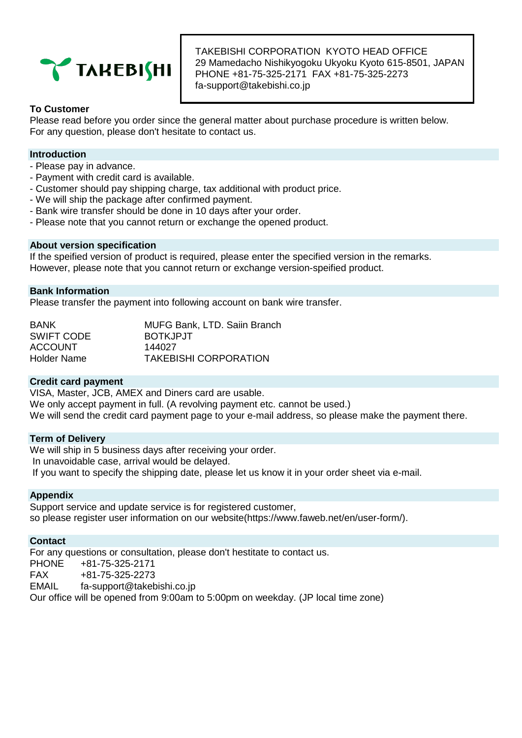TAKEBISHI

TAKEBISHI CORPORATION KYOTO HEAD OFFICE
29 Mamedacho Nishikyogoku Ukyoku Kyoto 615-8501, JAPAN
PHONE +81-75-325-2171 FAX +81-75-325-2273
fa-support@takebishi.co.jp

**To Customer**

Please read before you order since the general matter about purchase procedure is written below.
For any question, please don't hesitate to contact us.

## Introduction

- Please pay in advance.
- Payment with credit card is available.
- Customer should pay shipping charge, tax additional with product price.
- We will ship the package after confirmed payment.
- Bank wire transfer should be done in 10 days after your order.
- Please note that you cannot return or exchange the opened product.

## About version specification

If the speified version of product is required, please enter the specified version in the remarks.
However, please note that you cannot return or exchange version-speified product.

## Bank Information

Please transfer the payment into following account on bank wire transfer.

| | |
|---|---|
| BANK | MUFG Bank, LTD. Saiin Branch |
| SWIFT CODE | BOTKJPJT |
| ACCOUNT | 144027 |
| Holder Name | TAKEBISHI CORPORATION |

## Credit card payment

VISA, Master, JCB, AMEX and Diners card are usable.
We only accept payment in full. (A revolving payment etc. cannot be used.)
We will send the credit card payment page to your e-mail address, so please make the payment there.

## Term of Delivery

We will ship in 5 business days after receiving your order.
In unavoidable case, arrival would be delayed.
If you want to specify the shipping date, please let us know it in your order sheet via e-mail.

## Appendix

Support service and update service is for registered customer,
so please register user information on our website(https://www.faweb.net/en/user-form/).

## Contact

For any questions or consultation, please don't hestitate to contact us.

| | |
|---|---|
| PHONE | +81-75-325-2171 |
| FAX | +81-75-325-2273 |
| EMAIL | fa-support@takebishi.co.jp |

Our office will be opened from 9:00am to 5:00pm on weekday. (JP local time zone)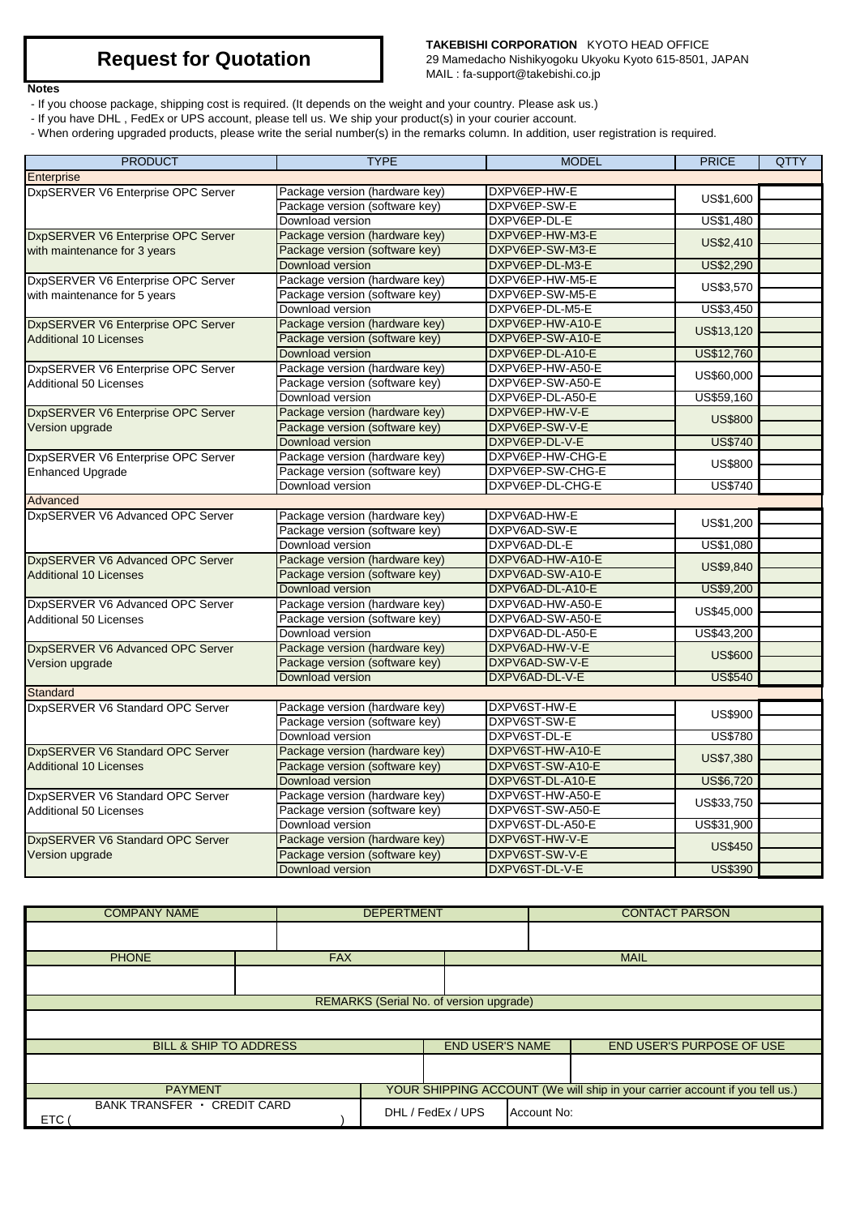# Request for Quotation

**TAKEBISHI CORPORATION** KYOTO HEAD OFFICE
29 Mamedacho Nishikyogoku Ukyoku Kyoto 615-8501, JAPAN
MAIL : fa-support@takebishi.co.jp

**Notes**

- If you choose package, shipping cost is required. (It depends on the weight and your country. Please ask us.)
- If you have DHL , FedEx or UPS account, please tell us. We ship your product(s) in your courier account.
- When ordering upgraded products, please write the serial number(s) in the remarks column. In addition, user registration is required.

| PRODUCT | TYPE | MODEL | PRICE | QTTY |
|---|---|---|---|---|
| **Enterprise** | | | | |
| DxpSERVER V6 Enterprise OPC Server | Package version (hardware key) | DXPV6EP-HW-E | US$1,600 | |
| | Package version (software key) | DXPV6EP-SW-E | | |
| | Download version | DXPV6EP-DL-E | US$1,480 | |
| DxpSERVER V6 Enterprise OPC Server with maintenance for 3 years | Package version (hardware key) | DXPV6EP-HW-M3-E | US$2,410 | |
| | Package version (software key) | DXPV6EP-SW-M3-E | | |
| | Download version | DXPV6EP-DL-M3-E | US$2,290 | |
| DxpSERVER V6 Enterprise OPC Server with maintenance for 5 years | Package version (hardware key) | DXPV6EP-HW-M5-E | US$3,570 | |
| | Package version (software key) | DXPV6EP-SW-M5-E | | |
| | Download version | DXPV6EP-DL-M5-E | US$3,450 | |
| DxpSERVER V6 Enterprise OPC Server Additional 10 Licenses | Package version (hardware key) | DXPV6EP-HW-A10-E | US$13,120 | |
| | Package version (software key) | DXPV6EP-SW-A10-E | | |
| | Download version | DXPV6EP-DL-A10-E | US$12,760 | |
| DxpSERVER V6 Enterprise OPC Server Additional 50 Licenses | Package version (hardware key) | DXPV6EP-HW-A50-E | US$60,000 | |
| | Package version (software key) | DXPV6EP-SW-A50-E | | |
| | Download version | DXPV6EP-DL-A50-E | US$59,160 | |
| DxpSERVER V6 Enterprise OPC Server Version upgrade | Package version (hardware key) | DXPV6EP-HW-V-E | US$800 | |
| | Package version (software key) | DXPV6EP-SW-V-E | | |
| | Download version | DXPV6EP-DL-V-E | US$740 | |
| DxpSERVER V6 Enterprise OPC Server Enhanced Upgrade | Package version (hardware key) | DXPV6EP-HW-CHG-E | US$800 | |
| | Package version (software key) | DXPV6EP-SW-CHG-E | | |
| | Download version | DXPV6EP-DL-CHG-E | US$740 | |
| **Advanced** | | | | |
| DxpSERVER V6 Advanced OPC Server | Package version (hardware key) | DXPV6AD-HW-E | US$1,200 | |
| | Package version (software key) | DXPV6AD-SW-E | | |
| | Download version | DXPV6AD-DL-E | US$1,080 | |
| DxpSERVER V6 Advanced OPC Server Additional 10 Licenses | Package version (hardware key) | DXPV6AD-HW-A10-E | US$9,840 | |
| | Package version (software key) | DXPV6AD-SW-A10-E | | |
| | Download version | DXPV6AD-DL-A10-E | US$9,200 | |
| DxpSERVER V6 Advanced OPC Server Additional 50 Licenses | Package version (hardware key) | DXPV6AD-HW-A50-E | US$45,000 | |
| | Package version (software key) | DXPV6AD-SW-A50-E | | |
| | Download version | DXPV6AD-DL-A50-E | US$43,200 | |
| DxpSERVER V6 Advanced OPC Server Version upgrade | Package version (hardware key) | DXPV6AD-HW-V-E | US$600 | |
| | Package version (software key) | DXPV6AD-SW-V-E | | |
| | Download version | DXPV6AD-DL-V-E | US$540 | |
| **Standard** | | | | |
| DxpSERVER V6 Standard OPC Server | Package version (hardware key) | DXPV6ST-HW-E | US$900 | |
| | Package version (software key) | DXPV6ST-SW-E | | |
| | Download version | DXPV6ST-DL-E | US$780 | |
| DxpSERVER V6 Standard OPC Server Additional 10 Licenses | Package version (hardware key) | DXPV6ST-HW-A10-E | US$7,380 | |
| | Package version (software key) | DXPV6ST-SW-A10-E | | |
| | Download version | DXPV6ST-DL-A10-E | US$6,720 | |
| DxpSERVER V6 Standard OPC Server Additional 50 Licenses | Package version (hardware key) | DXPV6ST-HW-A50-E | US$33,750 | |
| | Package version (software key) | DXPV6ST-SW-A50-E | | |
| | Download version | DXPV6ST-DL-A50-E | US$31,900 | |
| DxpSERVER V6 Standard OPC Server Version upgrade | Package version (hardware key) | DXPV6ST-HW-V-E | US$450 | |
| | Package version (software key) | DXPV6ST-SW-V-E | | |
| | Download version | DXPV6ST-DL-V-E | US$390 | |

| COMPANY NAME | DEPERTMENT | CONTACT PERSON |
|---|---|---|
| | | |

| PHONE | FAX | MAIL |
|---|---|---|
| | | |

| REMARKS (Serial No. of version upgrade) |
|---|
| |

| BILL & SHIP TO ADDRESS | END USER'S NAME | END USER'S PURPOSE OF USE |
|---|---|---|
| | | |

| PAYMENT | YOUR SHIPPING ACCOUNT (We will ship in your carrier account if you tell us.) | |
|---|---|---|
| BANK TRANSFER ・ CREDIT CARD ETC (          ) | DHL / FedEx / UPS | Account No: |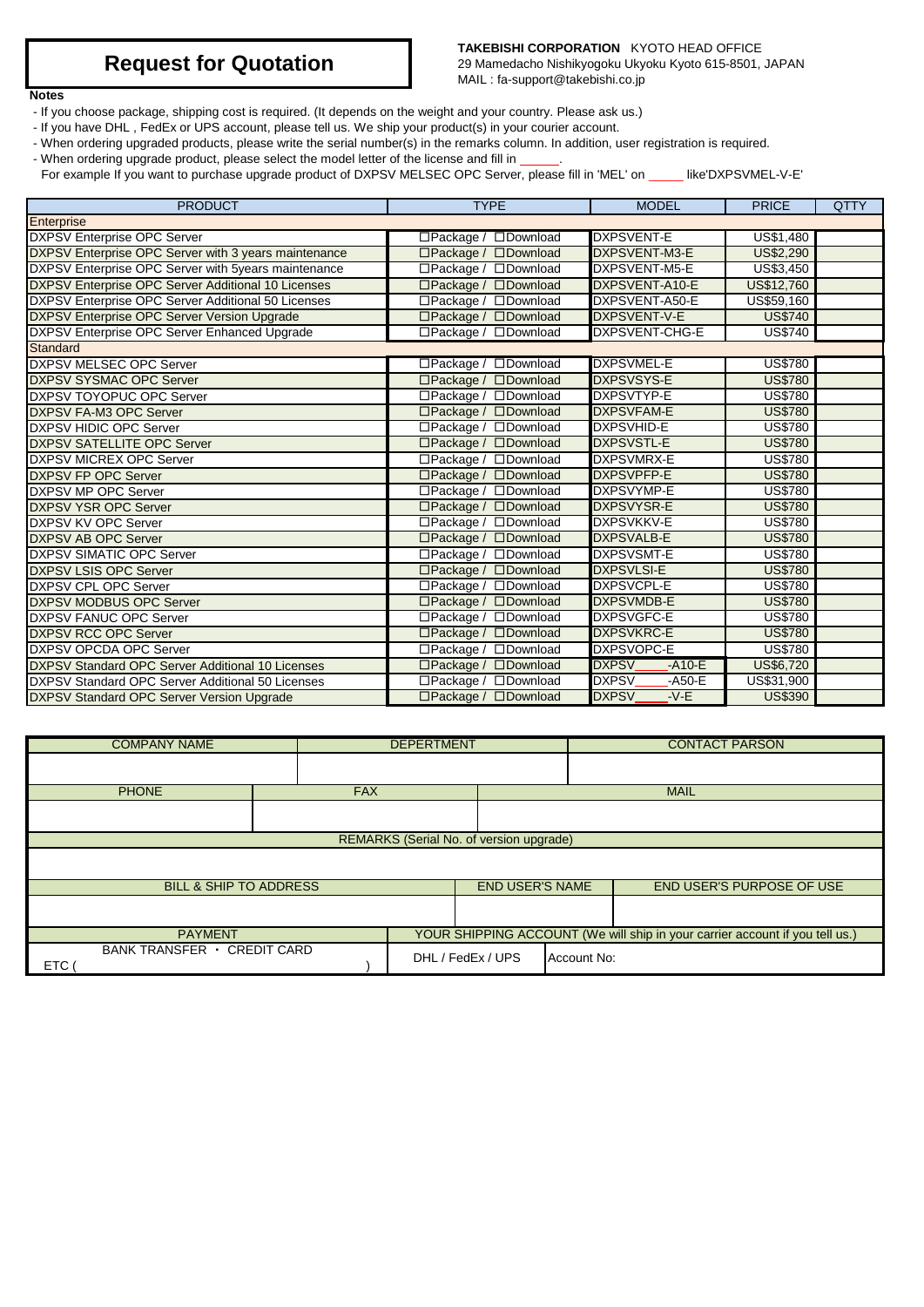# Request for Quotation

**TAKEBISHI CORPORATION** KYOTO HEAD OFFICE
29 Mamedacho Nishikyogoku Ukyoku Kyoto 615-8501, JAPAN
MAIL : fa-support@takebishi.co.jp

**Notes**

- If you choose package, shipping cost is required. (It depends on the weight and your country. Please ask us.)
- If you have DHL , FedEx or UPS account, please tell us. We ship your product(s) in your courier account.
- When ordering upgraded products, please write the serial number(s) in the remarks column. In addition, user registration is required.
- When ordering upgrade product, please select the model letter of the license and fill in ______.
  For example If you want to purchase upgrade product of DXPSV MELSEC OPC Server, please fill in 'MEL' on _____ like'DXPSVMEL-V-E'

| PRODUCT | TYPE | MODEL | PRICE | QTTY |
|---|---|---|---|---|
| Enterprise | | | | |
| DXPSV Enterprise OPC Server | □Package / □Download | DXPSVENT-E | US$1,480 | |
| DXPSV Enterprise OPC Server with 3 years maintenance | □Package / □Download | DXPSVENT-M3-E | US$2,290 | |
| DXPSV Enterprise OPC Server with 5years maintenance | □Package / □Download | DXPSVENT-M5-E | US$3,450 | |
| DXPSV Enterprise OPC Server Additional 10 Licenses | □Package / □Download | DXPSVENT-A10-E | US$12,760 | |
| DXPSV Enterprise OPC Server Additional 50 Licenses | □Package / □Download | DXPSVENT-A50-E | US$59,160 | |
| DXPSV Enterprise OPC Server Version Upgrade | □Package / □Download | DXPSVENT-V-E | US$740 | |
| DXPSV Enterprise OPC Server Enhanced Upgrade | □Package / □Download | DXPSVENT-CHG-E | US$740 | |
| Standard | | | | |
| DXPSV MELSEC OPC Server | □Package / □Download | DXPSVMEL-E | US$780 | |
| DXPSV SYSMAC OPC Server | □Package / □Download | DXPSVSYS-E | US$780 | |
| DXPSV TOYOPUC OPC Server | □Package / □Download | DXPSVTYP-E | US$780 | |
| DXPSV FA-M3 OPC Server | □Package / □Download | DXPSVFAM-E | US$780 | |
| DXPSV HIDIC OPC Server | □Package / □Download | DXPSVHID-E | US$780 | |
| DXPSV SATELLITE OPC Server | □Package / □Download | DXPSVSTL-E | US$780 | |
| DXPSV MICREX OPC Server | □Package / □Download | DXPSVMRX-E | US$780 | |
| DXPSV FP OPC Server | □Package / □Download | DXPSVPFP-E | US$780 | |
| DXPSV MP OPC Server | □Package / □Download | DXPSVYMP-E | US$780 | |
| DXPSV YSR OPC Server | □Package / □Download | DXPSVYSR-E | US$780 | |
| DXPSV KV OPC Server | □Package / □Download | DXPSVKKV-E | US$780 | |
| DXPSV AB OPC Server | □Package / □Download | DXPSVALB-E | US$780 | |
| DXPSV SIMATIC OPC Server | □Package / □Download | DXPSVSMT-E | US$780 | |
| DXPSV LSIS OPC Server | □Package / □Download | DXPSVLSI-E | US$780 | |
| DXPSV CPL OPC Server | □Package / □Download | DXPSVCPL-E | US$780 | |
| DXPSV MODBUS OPC Server | □Package / □Download | DXPSVMDB-E | US$780 | |
| DXPSV FANUC OPC Server | □Package / □Download | DXPSVGFC-E | US$780 | |
| DXPSV RCC OPC Server | □Package / □Download | DXPSVKRC-E | US$780 | |
| DXPSV OPCDA OPC Server | □Package / □Download | DXPSVOPC-E | US$780 | |
| DXPSV Standard OPC Server Additional 10 Licenses | □Package / □Download | DXPSV_____-A10-E | US$6,720 | |
| DXPSV Standard OPC Server Additional 50 Licenses | □Package / □Download | DXPSV_____-A50-E | US$31,900 | |
| DXPSV Standard OPC Server Version Upgrade | □Package / □Download | DXPSV_____-V-E | US$390 | |

| COMPANY NAME | DEPERTMENT | CONTACT PARSON |
|---|---|---|
| | | |

| PHONE | FAX | MAIL |
|---|---|---|
| | | |

| REMARKS (Serial No. of version upgrade) |
|---|
| |

| BILL & SHIP TO ADDRESS | END USER'S NAME | END USER'S PURPOSE OF USE |
|---|---|---|
| | | |

| PAYMENT | YOUR SHIPPING ACCOUNT (We will ship in your carrier account if you tell us.) | |
|---|---|---|
| BANK TRANSFER ・ CREDIT CARD<br>ETC (                    ) | DHL / FedEx / UPS | Account No: |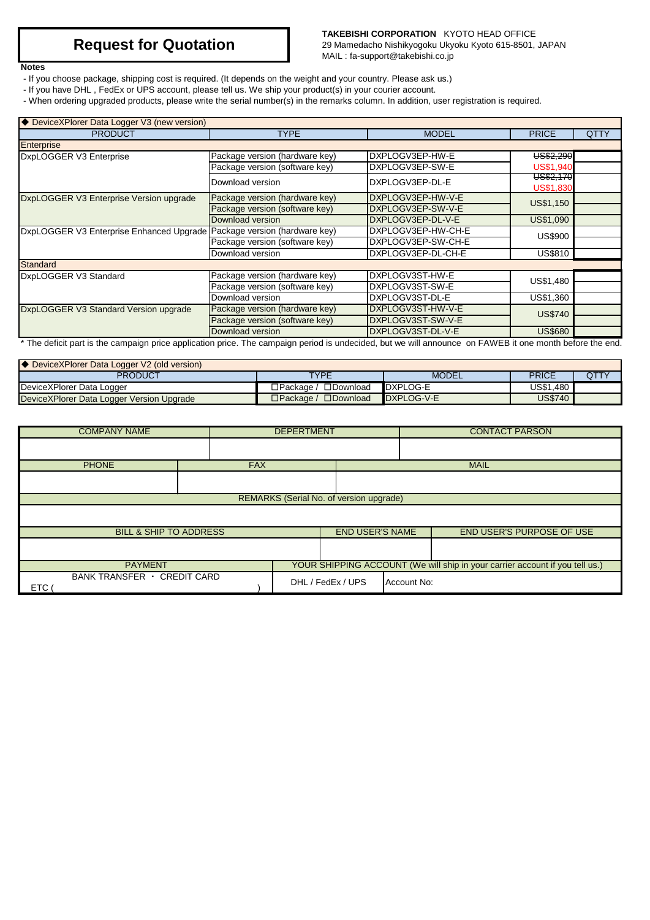# Request for Quotation

**TAKEBISHI CORPORATION** KYOTO HEAD OFFICE
29 Mamedacho Nishikyogoku Ukyoku Kyoto 615-8501, JAPAN
MAIL : fa-support@takebishi.co.jp

**Notes**

- If you choose package, shipping cost is required. (It depends on the weight and your country. Please ask us.)
- If you have DHL , FedEx or UPS account, please tell us. We ship your product(s) in your courier account.
- When ordering upgraded products, please write the serial number(s) in the remarks column. In addition, user registration is required.

◆ DeviceXPlorer Data Logger V3 (new version)

| PRODUCT | TYPE | MODEL | PRICE | QTTY |
|---|---|---|---|---|
| **Enterprise** | | | | |
| DxpLOGGER V3 Enterprise | Package version (hardware key) | DXPLOGV3EP-HW-E | ~~US$2,290~~ | |
| | Package version (software key) | DXPLOGV3EP-SW-E | US$1,940 | |
| | Download version | DXPLOGV3EP-DL-E | ~~US$2,170~~ US$1,830 | |
| DxpLOGGER V3 Enterprise Version upgrade | Package version (hardware key) | DXPLOGV3EP-HW-V-E | US$1,150 | |
| | Package version (software key) | DXPLOGV3EP-SW-V-E | | |
| | Download version | DXPLOGV3EP-DL-V-E | US$1,090 | |
| DxpLOGGER V3 Enterprise Enhanced Upgrade | Package version (hardware key) | DXPLOGV3EP-HW-CH-E | US$900 | |
| | Package version (software key) | DXPLOGV3EP-SW-CH-E | | |
| | Download version | DXPLOGV3EP-DL-CH-E | US$810 | |
| **Standard** | | | | |
| DxpLOGGER V3 Standard | Package version (hardware key) | DXPLOGV3ST-HW-E | US$1,480 | |
| | Package version (software key) | DXPLOGV3ST-SW-E | | |
| | Download version | DXPLOGV3ST-DL-E | US$1,360 | |
| DxpLOGGER V3 Standard Version upgrade | Package version (hardware key) | DXPLOGV3ST-HW-V-E | US$740 | |
| | Package version (software key) | DXPLOGV3ST-SW-V-E | | |
| | Download version | DXPLOGV3ST-DL-V-E | US$680 | |

* The deficit part is the campaign price application price. The campaign period is undecided, but we will announce on FAWEB it one month before the end.

◆ DeviceXPlorer Data Logger V2 (old version)

| PRODUCT | TYPE | MODEL | PRICE | QTTY |
|---|---|---|---|---|
| DeviceXPlorer Data Logger | ☐Package / ☐Download | DXPLOG-E | US$1,480 | |
| DeviceXPlorer Data Logger Version Upgrade | ☐Package / ☐Download | DXPLOG-V-E | US$740 | |

| COMPANY NAME | DEPERTMENT | CONTACT PARSON |
|---|---|---|
| | | |

| PHONE | FAX | MAIL |
|---|---|---|
| | | |

| REMARKS (Serial No. of version upgrade) |
|---|
| |

| BILL & SHIP TO ADDRESS | END USER'S NAME | END USER'S PURPOSE OF USE |
|---|---|---|
| | | |

| PAYMENT | YOUR SHIPPING ACCOUNT (We will ship in your carrier account if you tell us.) | |
|---|---|---|
| BANK TRANSFER ・ CREDIT CARD<br>ETC ( ) | DHL / FedEx / UPS | Account No: |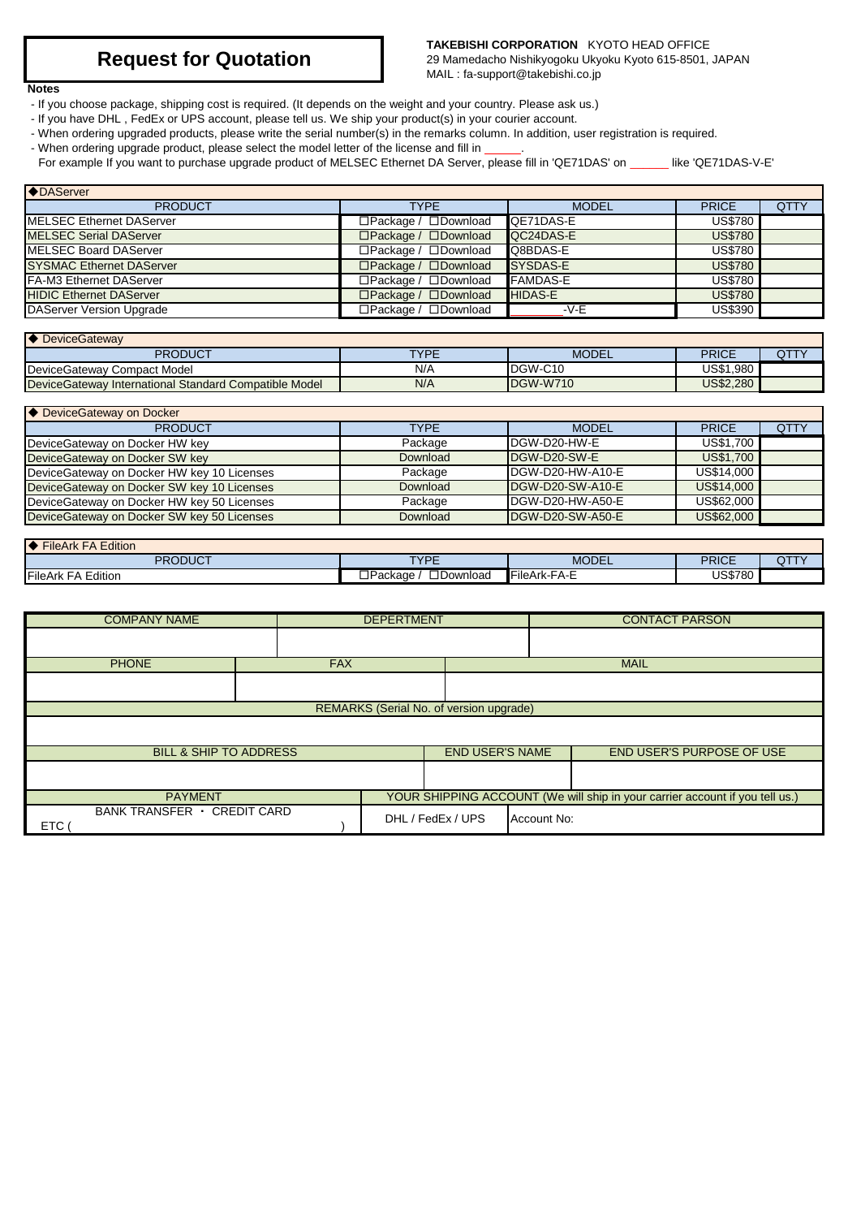# Request for Quotation

**TAKEBISHI CORPORATION** KYOTO HEAD OFFICE
29 Mamedacho Nishikyogoku Ukyoku Kyoto 615-8501, JAPAN
MAIL : fa-support@takebishi.co.jp

**Notes**

- If you choose package, shipping cost is required. (It depends on the weight and your country. Please ask us.)
- If you have DHL , FedEx or UPS account, please tell us. We ship your product(s) in your courier account.
- When ordering upgraded products, please write the serial number(s) in the remarks column. In addition, user registration is required.
- When ordering upgrade product, please select the model letter of the license and fill in ______.
  For example If you want to purchase upgrade product of MELSEC Ethernet DA Server, please fill in 'QE71DAS' on ______ like 'QE71DAS-V-E'

**◆DAServer**

| PRODUCT | TYPE | MODEL | PRICE | QTTY |
|---|---|---|---|---|
| MELSEC Ethernet DAServer | ☐Package / ☐Download | QE71DAS-E | US$780 | |
| MELSEC Serial DAServer | ☐Package / ☐Download | QC24DAS-E | US$780 | |
| MELSEC Board DAServer | ☐Package / ☐Download | Q8BDAS-E | US$780 | |
| SYSMAC Ethernet DAServer | ☐Package / ☐Download | SYSDAS-E | US$780 | |
| FA-M3 Ethernet DAServer | ☐Package / ☐Download | FAMDAS-E | US$780 | |
| HIDIC Ethernet DAServer | ☐Package / ☐Download | HIDAS-E | US$780 | |
| DAServer Version Upgrade | ☐Package / ☐Download | ________-V-E | US$390 | |

**◆ DeviceGateway**

| PRODUCT | TYPE | MODEL | PRICE | QTTY |
|---|---|---|---|---|
| DeviceGateway Compact Model | N/A | DGW-C10 | US$1,980 | |
| DeviceGateway International Standard Compatible Model | N/A | DGW-W710 | US$2,280 | |

**◆ DeviceGateway on Docker**

| PRODUCT | TYPE | MODEL | PRICE | QTTY |
|---|---|---|---|---|
| DeviceGateway on Docker HW key | Package | DGW-D20-HW-E | US$1,700 | |
| DeviceGateway on Docker SW key | Download | DGW-D20-SW-E | US$1,700 | |
| DeviceGateway on Docker HW key 10 Licenses | Package | DGW-D20-HW-A10-E | US$14,000 | |
| DeviceGateway on Docker SW key 10 Licenses | Download | DGW-D20-SW-A10-E | US$14,000 | |
| DeviceGateway on Docker HW key 50 Licenses | Package | DGW-D20-HW-A50-E | US$62,000 | |
| DeviceGateway on Docker SW key 50 Licenses | Download | DGW-D20-SW-A50-E | US$62,000 | |

**◆ FileArk FA Edition**

| PRODUCT | TYPE | MODEL | PRICE | QTTY |
|---|---|---|---|---|
| FileArk FA Edition | ☐Package / ☐Download | FileArk-FA-E | US$780 | |

| COMPANY NAME | DEPERTMENT | CONTACT PARSON |
|---|---|---|
| | | |

| PHONE | FAX | MAIL |
|---|---|---|
| | | |

| REMARKS (Serial No. of version upgrade) |
|---|
| |

| BILL & SHIP TO ADDRESS | END USER'S NAME | END USER'S PURPOSE OF USE |
|---|---|---|
| | | |

| PAYMENT | YOUR SHIPPING ACCOUNT (We will ship in your carrier account if you tell us.) | |
|---|---|---|
| BANK TRANSFER ・ CREDIT CARD<br>ETC (                    ) | DHL / FedEx / UPS | Account No: |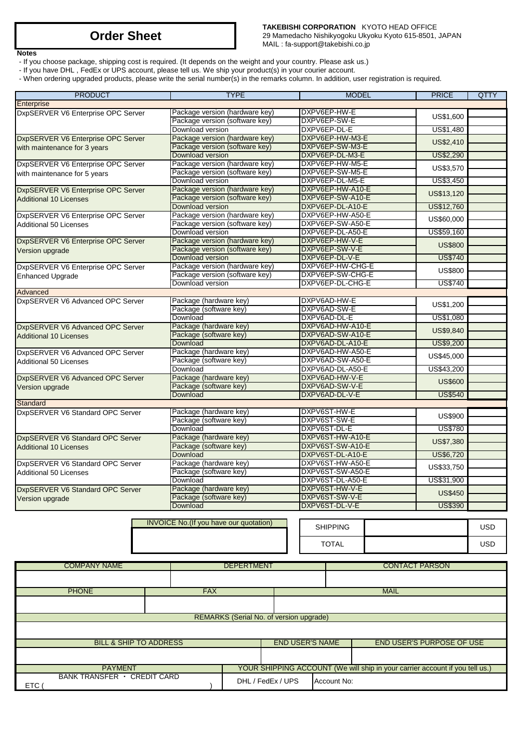# Order Sheet

**TAKEBISHI CORPORATION** KYOTO HEAD OFFICE
29 Mamedacho Nishikyogoku Ukyoku Kyoto 615-8501, JAPAN
MAIL : fa-support@takebishi.co.jp

**Notes**

- If you choose package, shipping cost is required. (It depends on the weight and your country. Please ask us.)
- If you have DHL , FedEx or UPS account, please tell us. We ship your product(s) in your courier account.
- When ordering upgraded products, please write the serial number(s) in the remarks column. In addition, user registration is required.

| PRODUCT | TYPE | MODEL | PRICE | QTTY |
|---|---|---|---|---|
| **Enterprise** | | | | |
| DxpSERVER V6 Enterprise OPC Server | Package version (hardware key) | DXPV6EP-HW-E | US$1,600 | |
| | Package version (software key) | DXPV6EP-SW-E | | |
| | Download version | DXPV6EP-DL-E | US$1,480 | |
| DxpSERVER V6 Enterprise OPC Server with maintenance for 3 years | Package version (hardware key) | DXPV6EP-HW-M3-E | US$2,410 | |
| | Package version (software key) | DXPV6EP-SW-M3-E | | |
| | Download version | DXPV6EP-DL-M3-E | US$2,290 | |
| DxpSERVER V6 Enterprise OPC Server with maintenance for 5 years | Package version (hardware key) | DXPV6EP-HW-M5-E | US$3,570 | |
| | Package version (software key) | DXPV6EP-SW-M5-E | | |
| | Download version | DXPV6EP-DL-M5-E | US$3,450 | |
| DxpSERVER V6 Enterprise OPC Server Additional 10 Licenses | Package version (hardware key) | DXPV6EP-HW-A10-E | US$13,120 | |
| | Package version (software key) | DXPV6EP-SW-A10-E | | |
| | Download version | DXPV6EP-DL-A10-E | US$12,760 | |
| DxpSERVER V6 Enterprise OPC Server Additional 50 Licenses | Package version (hardware key) | DXPV6EP-HW-A50-E | US$60,000 | |
| | Package version (software key) | DXPV6EP-SW-A50-E | | |
| | Download version | DXPV6EP-DL-A50-E | US$59,160 | |
| DxpSERVER V6 Enterprise OPC Server Version upgrade | Package version (hardware key) | DXPV6EP-HW-V-E | US$800 | |
| | Package version (software key) | DXPV6EP-SW-V-E | | |
| | Download version | DXPV6EP-DL-V-E | US$740 | |
| DxpSERVER V6 Enterprise OPC Server Enhanced Upgrade | Package version (hardware key) | DXPV6EP-HW-CHG-E | US$800 | |
| | Package version (software key) | DXPV6EP-SW-CHG-E | | |
| | Download version | DXPV6EP-DL-CHG-E | US$740 | |
| **Advanced** | | | | |
| DxpSERVER V6 Advanced OPC Server | Package (hardware key) | DXPV6AD-HW-E | US$1,200 | |
| | Package (software key) | DXPV6AD-SW-E | | |
| | Download | DXPV6AD-DL-E | US$1,080 | |
| DxpSERVER V6 Advanced OPC Server Additional 10 Licenses | Package (hardware key) | DXPV6AD-HW-A10-E | US$9,840 | |
| | Package (software key) | DXPV6AD-SW-A10-E | | |
| | Download | DXPV6AD-DL-A10-E | US$9,200 | |
| DxpSERVER V6 Advanced OPC Server Additional 50 Licenses | Package (hardware key) | DXPV6AD-HW-A50-E | US$45,000 | |
| | Package (software key) | DXPV6AD-SW-A50-E | | |
| | Download | DXPV6AD-DL-A50-E | US$43,200 | |
| DxpSERVER V6 Advanced OPC Server Version upgrade | Package (hardware key) | DXPV6AD-HW-V-E | US$600 | |
| | Package (software key) | DXPV6AD-SW-V-E | | |
| | Download | DXPV6AD-DL-V-E | US$540 | |
| **Standard** | | | | |
| DxpSERVER V6 Standard OPC Server | Package (hardware key) | DXPV6ST-HW-E | US$900 | |
| | Package (software key) | DXPV6ST-SW-E | | |
| | Download | DXPV6ST-DL-E | US$780 | |
| DxpSERVER V6 Standard OPC Server Additional 10 Licenses | Package (hardware key) | DXPV6ST-HW-A10-E | US$7,380 | |
| | Package (software key) | DXPV6ST-SW-A10-E | | |
| | Download | DXPV6ST-DL-A10-E | US$6,720 | |
| DxpSERVER V6 Standard OPC Server Additional 50 Licenses | Package (hardware key) | DXPV6ST-HW-A50-E | US$33,750 | |
| | Package (software key) | DXPV6ST-SW-A50-E | | |
| | Download | DXPV6ST-DL-A50-E | US$31,900 | |
| DxpSERVER V6 Standard OPC Server Version upgrade | Package (hardware key) | DXPV6ST-HW-V-E | US$450 | |
| | Package (software key) | DXPV6ST-SW-V-E | | |
| | Download | DXPV6ST-DL-V-E | US$390 | |

| INVOICE No.(If you have our quotation) |
|---|
| |

| | | |
|---|---|---|
| SHIPPING | | USD |
| TOTAL | | USD |

| COMPANY NAME | DEPERTMENT | CONTACT PERSON |
|---|---|---|
| | | |

| PHONE | FAX | MAIL |
|---|---|---|
| | | |

| REMARKS (Serial No. of version upgrade) |
|---|
| |

| BILL & SHIP TO ADDRESS | END USER'S NAME | END USER'S PURPOSE OF USE |
|---|---|---|
| | | |

| PAYMENT | YOUR SHIPPING ACCOUNT (We will ship in your carrier account if you tell us.) | |
|---|---|---|
| BANK TRANSFER ・ CREDIT CARD ETC ( ) | DHL / FedEx / UPS | Account No: |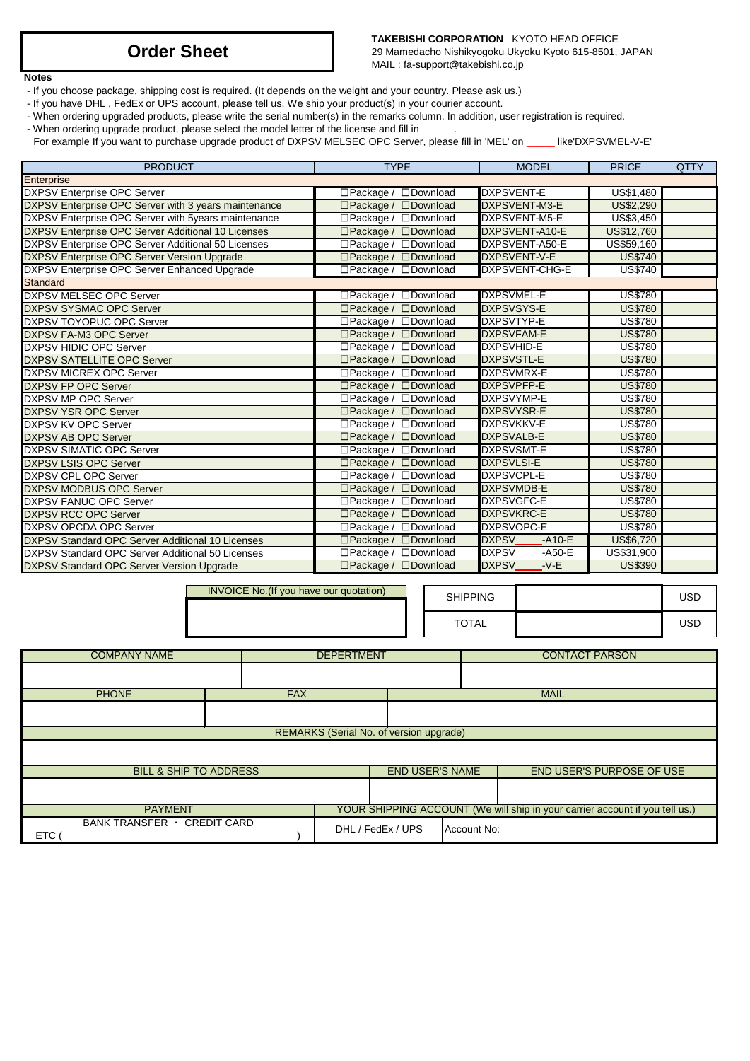# Order Sheet

**TAKEBISHI CORPORATION** KYOTO HEAD OFFICE
29 Mamedacho Nishikyogoku Ukyoku Kyoto 615-8501, JAPAN
MAIL : fa-support@takebishi.co.jp

**Notes**

- If you choose package, shipping cost is required. (It depends on the weight and your country. Please ask us.)
- If you have DHL , FedEx or UPS account, please tell us. We ship your product(s) in your courier account.
- When ordering upgraded products, please write the serial number(s) in the remarks column. In addition, user registration is required.
- When ordering upgrade product, please select the model letter of the license and fill in ______.
  For example If you want to purchase upgrade product of DXPSV MELSEC OPC Server, please fill in 'MEL' on _____ like'DXPSVMEL-V-E'

| PRODUCT | TYPE | MODEL | PRICE | QTTY |
|---|---|---|---|---|
| **Enterprise** | | | | |
| DXPSV Enterprise OPC Server | □Package / □Download | DXPSVENT-E | US$1,480 | |
| DXPSV Enterprise OPC Server with 3 years maintenance | □Package / □Download | DXPSVENT-M3-E | US$2,290 | |
| DXPSV Enterprise OPC Server with 5years maintenance | □Package / □Download | DXPSVENT-M5-E | US$3,450 | |
| DXPSV Enterprise OPC Server Additional 10 Licenses | □Package / □Download | DXPSVENT-A10-E | US$12,760 | |
| DXPSV Enterprise OPC Server Additional 50 Licenses | □Package / □Download | DXPSVENT-A50-E | US$59,160 | |
| DXPSV Enterprise OPC Server Version Upgrade | □Package / □Download | DXPSVENT-V-E | US$740 | |
| DXPSV Enterprise OPC Server Enhanced Upgrade | □Package / □Download | DXPSVENT-CHG-E | US$740 | |
| **Standard** | | | | |
| DXPSV MELSEC OPC Server | □Package / □Download | DXPSVMEL-E | US$780 | |
| DXPSV SYSMAC OPC Server | □Package / □Download | DXPSVSYS-E | US$780 | |
| DXPSV TOYOPUC OPC Server | □Package / □Download | DXPSVTYP-E | US$780 | |
| DXPSV FA-M3 OPC Server | □Package / □Download | DXPSVFAM-E | US$780 | |
| DXPSV HIDIC OPC Server | □Package / □Download | DXPSVHID-E | US$780 | |
| DXPSV SATELLITE OPC Server | □Package / □Download | DXPSVSTL-E | US$780 | |
| DXPSV MICREX OPC Server | □Package / □Download | DXPSVMRX-E | US$780 | |
| DXPSV FP OPC Server | □Package / □Download | DXPSVPFP-E | US$780 | |
| DXPSV MP OPC Server | □Package / □Download | DXPSVYMP-E | US$780 | |
| DXPSV YSR OPC Server | □Package / □Download | DXPSVYSR-E | US$780 | |
| DXPSV KV OPC Server | □Package / □Download | DXPSVKKV-E | US$780 | |
| DXPSV AB OPC Server | □Package / □Download | DXPSVALB-E | US$780 | |
| DXPSV SIMATIC OPC Server | □Package / □Download | DXPSVSMT-E | US$780 | |
| DXPSV LSIS OPC Server | □Package / □Download | DXPSVLSI-E | US$780 | |
| DXPSV CPL OPC Server | □Package / □Download | DXPSVCPL-E | US$780 | |
| DXPSV MODBUS OPC Server | □Package / □Download | DXPSVMDB-E | US$780 | |
| DXPSV FANUC OPC Server | □Package / □Download | DXPSVGFC-E | US$780 | |
| DXPSV RCC OPC Server | □Package / □Download | DXPSVKRC-E | US$780 | |
| DXPSV OPCDA OPC Server | □Package / □Download | DXPSVOPC-E | US$780 | |
| DXPSV Standard OPC Server Additional 10 Licenses | □Package / □Download | DXPSV_____-A10-E | US$6,720 | |
| DXPSV Standard OPC Server Additional 50 Licenses | □Package / □Download | DXPSV_____-A50-E | US$31,900 | |
| DXPSV Standard OPC Server Version Upgrade | □Package / □Download | DXPSV_____-V-E | US$390 | |

| INVOICE No.(If you have our quotation) |
|---|
| |

| SHIPPING | | USD |
|---|---|---|
| TOTAL | | USD |

| COMPANY NAME | DEPERTMENT | CONTACT PARSON |
|---|---|---|
| | | |

| PHONE | FAX | MAIL |
|---|---|---|
| | | |

| REMARKS (Serial No. of version upgrade) |
|---|
| |

| BILL & SHIP TO ADDRESS | END USER'S NAME | END USER'S PURPOSE OF USE |
|---|---|---|
| | | |

| PAYMENT | YOUR SHIPPING ACCOUNT (We will ship in your carrier account if you tell us.) | |
|---|---|---|
| BANK TRANSFER ・ CREDIT CARD ETC (                ) | DHL / FedEx / UPS | Account No: |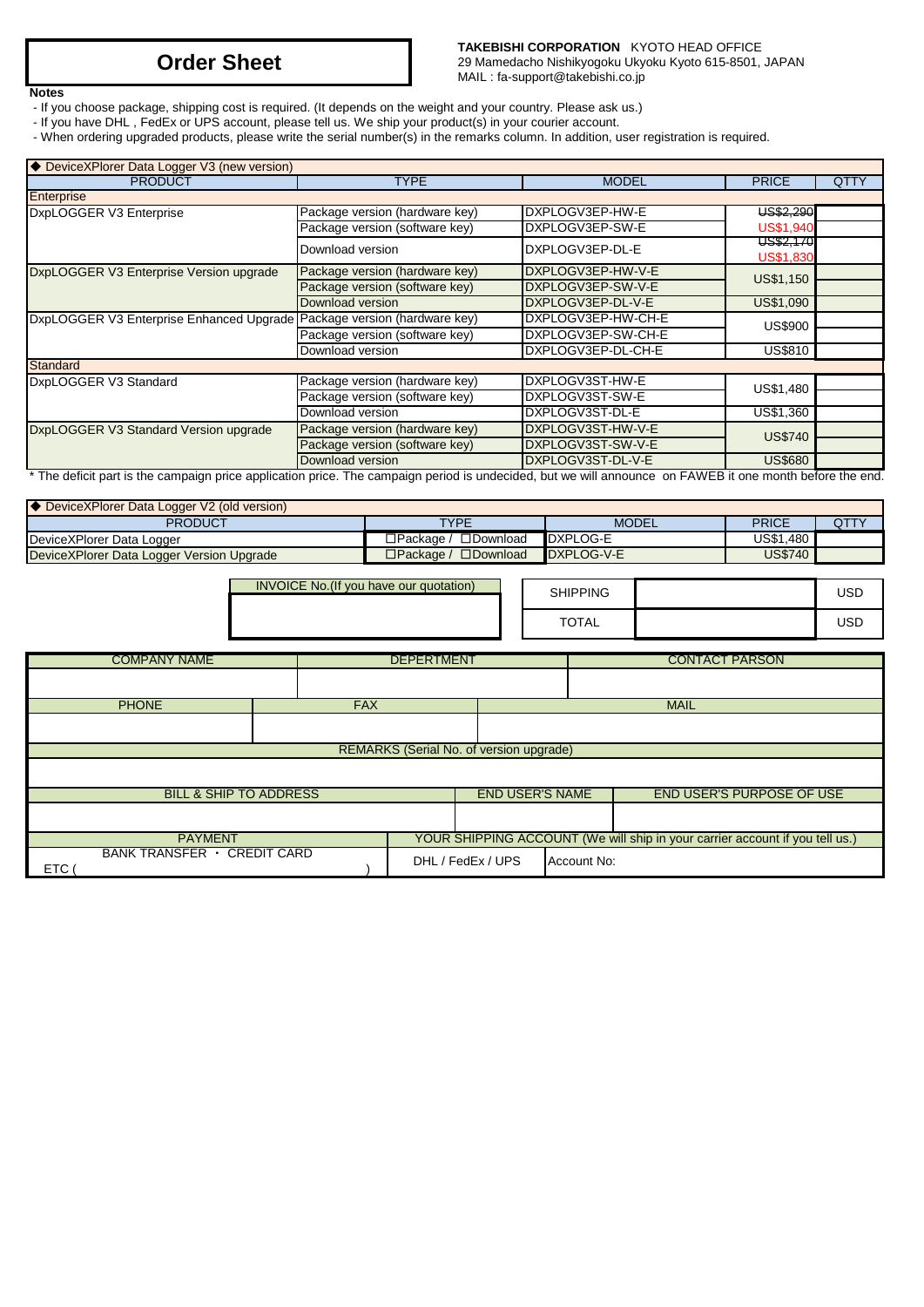# Order Sheet

**TAKEBISHI CORPORATION** KYOTO HEAD OFFICE
29 Mamedacho Nishikyogoku Ukyoku Kyoto 615-8501, JAPAN
MAIL : fa-support@takebishi.co.jp

**Notes**

- If you choose package, shipping cost is required. (It depends on the weight and your country. Please ask us.)
- If you have DHL , FedEx or UPS account, please tell us. We ship your product(s) in your courier account.
- When ordering upgraded products, please write the serial number(s) in the remarks column. In addition, user registration is required.

**◆ DeviceXPlorer Data Logger V3 (new version)**

| PRODUCT | TYPE | MODEL | PRICE | QTTY |
|---|---|---|---|---|
| **Enterprise** | | | | |
| DxpLOGGER V3 Enterprise | Package version (hardware key) | DXPLOGV3EP-HW-E | ~~US$2,290~~ US$1,940 | |
| | Package version (software key) | DXPLOGV3EP-SW-E | | |
| | Download version | DXPLOGV3EP-DL-E | ~~US$2,170~~ US$1,830 | |
| DxpLOGGER V3 Enterprise Version upgrade | Package version (hardware key) | DXPLOGV3EP-HW-V-E | US$1,150 | |
| | Package version (software key) | DXPLOGV3EP-SW-V-E | | |
| | Download version | DXPLOGV3EP-DL-V-E | US$1,090 | |
| DxpLOGGER V3 Enterprise Enhanced Upgrade | Package version (hardware key) | DXPLOGV3EP-HW-CH-E | US$900 | |
| | Package version (software key) | DXPLOGV3EP-SW-CH-E | | |
| | Download version | DXPLOGV3EP-DL-CH-E | US$810 | |
| **Standard** | | | | |
| DxpLOGGER V3 Standard | Package version (hardware key) | DXPLOGV3ST-HW-E | US$1,480 | |
| | Package version (software key) | DXPLOGV3ST-SW-E | | |
| | Download version | DXPLOGV3ST-DL-E | US$1,360 | |
| DxpLOGGER V3 Standard Version upgrade | Package version (hardware key) | DXPLOGV3ST-HW-V-E | US$740 | |
| | Package version (software key) | DXPLOGV3ST-SW-V-E | | |
| | Download version | DXPLOGV3ST-DL-V-E | US$680 | |

* The deficit part is the campaign price application price. The campaign period is undecided, but we will announce on FAWEB it one month before the end.

**◆ DeviceXPlorer Data Logger V2 (old version)**

| PRODUCT | TYPE | MODEL | PRICE | QTTY |
|---|---|---|---|---|
| DeviceXPlorer Data Logger | ☐Package / ☐Download | DXPLOG-E | US$1,480 | |
| DeviceXPlorer Data Logger Version Upgrade | ☐Package / ☐Download | DXPLOG-V-E | US$740 | |

| INVOICE No.(If you have our quotation) |
|---|
| |

| | | |
|---|---|---|
| SHIPPING | | USD |
| TOTAL | | USD |

| COMPANY NAME | DEPERTMENT | CONTACT PARSON |
|---|---|---|
| | | |

| PHONE | FAX | MAIL |
|---|---|---|
| | | |

| REMARKS (Serial No. of version upgrade) |
|---|
| |

| BILL & SHIP TO ADDRESS | END USER'S NAME | END USER'S PURPOSE OF USE |
|---|---|---|
| | | |

| PAYMENT | YOUR SHIPPING ACCOUNT (We will ship in your carrier account if you tell us.) | |
|---|---|---|
| BANK TRANSFER ・ CREDIT CARD ETC ( ) | DHL / FedEx / UPS | Account No: |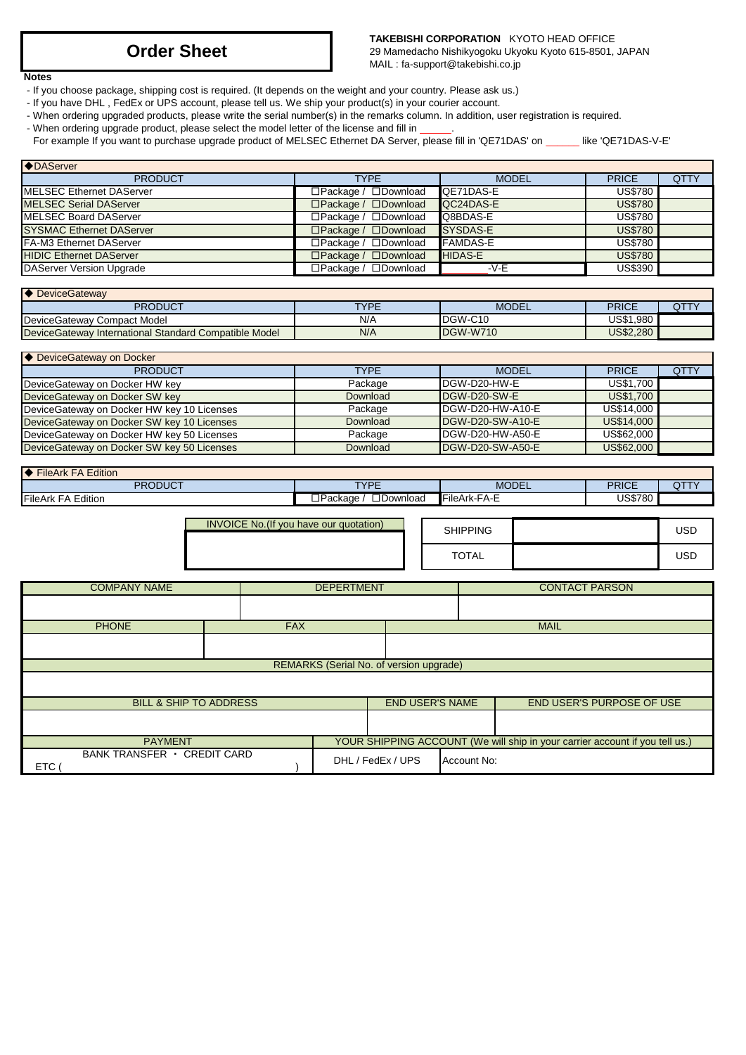# Order Sheet

**TAKEBISHI CORPORATION** KYOTO HEAD OFFICE
29 Mamedacho Nishikyogoku Ukyoku Kyoto 615-8501, JAPAN
MAIL : fa-support@takebishi.co.jp

**Notes**

- If you choose package, shipping cost is required. (It depends on the weight and your country. Please ask us.)
- If you have DHL , FedEx or UPS account, please tell us. We ship your product(s) in your courier account.
- When ordering upgraded products, please write the serial number(s) in the remarks column. In addition, user registration is required.
- When ordering upgrade product, please select the model letter of the license and fill in ______.
  For example If you want to purchase upgrade product of MELSEC Ethernet DA Server, please fill in 'QE71DAS' on ______ like 'QE71DAS-V-E'

◆DAServer

| PRODUCT | TYPE | MODEL | PRICE | QTTY |
|---|---|---|---|---|
| MELSEC Ethernet DAServer | ☐Package / ☐Download | QE71DAS-E | US$780 | |
| MELSEC Serial DAServer | ☐Package / ☐Download | QC24DAS-E | US$780 | |
| MELSEC Board DAServer | ☐Package / ☐Download | Q8BDAS-E | US$780 | |
| SYSMAC Ethernet DAServer | ☐Package / ☐Download | SYSDAS-E | US$780 | |
| FA-M3 Ethernet DAServer | ☐Package / ☐Download | FAMDAS-E | US$780 | |
| HIDIC Ethernet DAServer | ☐Package / ☐Download | HIDAS-E | US$780 | |
| DAServer Version Upgrade | ☐Package / ☐Download | ______-V-E | US$390 | |

◆ DeviceGateway

| PRODUCT | TYPE | MODEL | PRICE | QTTY |
|---|---|---|---|---|
| DeviceGateway Compact Model | N/A | DGW-C10 | US$1,980 | |
| DeviceGateway International Standard Compatible Model | N/A | DGW-W710 | US$2,280 | |

◆ DeviceGateway on Docker

| PRODUCT | TYPE | MODEL | PRICE | QTTY |
|---|---|---|---|---|
| DeviceGateway on Docker HW key | Package | DGW-D20-HW-E | US$1,700 | |
| DeviceGateway on Docker SW key | Download | DGW-D20-SW-E | US$1,700 | |
| DeviceGateway on Docker HW key 10 Licenses | Package | DGW-D20-HW-A10-E | US$14,000 | |
| DeviceGateway on Docker SW key 10 Licenses | Download | DGW-D20-SW-A10-E | US$14,000 | |
| DeviceGateway on Docker HW key 50 Licenses | Package | DGW-D20-HW-A50-E | US$62,000 | |
| DeviceGateway on Docker SW key 50 Licenses | Download | DGW-D20-SW-A50-E | US$62,000 | |

◆ FileArk FA Edition

| PRODUCT | TYPE | MODEL | PRICE | QTTY |
|---|---|---|---|---|
| FileArk FA Edition | ☐Package / ☐Download | FileArk-FA-E | US$780 | |

| INVOICE No.(If you have our quotation) |
|---|
| |

| | | |
|---|---|---|
| SHIPPING | | USD |
| TOTAL | | USD |

| COMPANY NAME | DEPERTMENT | CONTACT PARSON |
|---|---|---|
| | | |

| PHONE | FAX | MAIL |
|---|---|---|
| | | |

| REMARKS (Serial No. of version upgrade) |
|---|
| |

| BILL & SHIP TO ADDRESS | END USER'S NAME | END USER'S PURPOSE OF USE |
|---|---|---|
| | | |

| PAYMENT | YOUR SHIPPING ACCOUNT (We will ship in your carrier account if you tell us.) | |
|---|---|---|
| BANK TRANSFER ・ CREDIT CARD ETC ( ) | DHL / FedEx / UPS | Account No: |